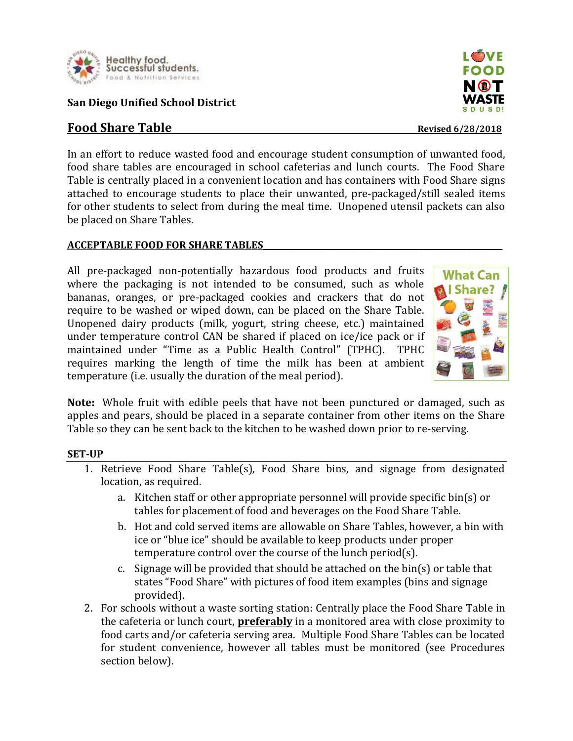San Diego Unified School District

## Food Share Table

**Revised 6/28/2018**

In an effort to reduce wasted food and encourage student consumption of unwanted food, food share tables are encouraged in school cafeterias and lunch courts. The Food Share Table is centrally placed in a convenient location and has containers with Food Share signs attached to encourage students to place their unwanted, pre-packaged/still sealed items for other students to select from during the meal time. Unopened utensil packets can also be placed on Share Tables.

### ACCEPTABLE FOOD FOR SHARE TABLES

All pre-packaged non-potentially hazardous food products and fruits where the packaging is not intended to be consumed, such as whole bananas, oranges, or pre-packaged cookies and crackers that do not require to be washed or wiped down, can be placed on the Share Table. Unopened dairy products (milk, yogurt, string cheese, etc.) maintained under temperature control CAN be shared if placed on ice/ice pack or if maintained under "Time as a Public Health Control" (TPHC). TPHC requires marking the length of time the milk has been at ambient temperature (i.e. usually the duration of the meal period).

**Note:** Whole fruit with edible peels that have not been punctured or damaged, such as apples and pears, should be placed in a separate container from other items on the Share Table so they can be sent back to the kitchen to be washed down prior to re-serving.

### SET-UP

1. Retrieve Food Share Table(s), Food Share bins, and signage from designated location, as required.
   a. Kitchen staff or other appropriate personnel will provide specific bin(s) or tables for placement of food and beverages on the Food Share Table.
   b. Hot and cold served items are allowable on Share Tables, however, a bin with ice or "blue ice" should be available to keep products under proper temperature control over the course of the lunch period(s).
   c. Signage will be provided that should be attached on the bin(s) or table that states "Food Share" with pictures of food item examples (bins and signage provided).
2. For schools without a waste sorting station: Centrally place the Food Share Table in the cafeteria or lunch court, **preferably** in a monitored area with close proximity to food carts and/or cafeteria serving area. Multiple Food Share Tables can be located for student convenience, however all tables must be monitored (see Procedures section below).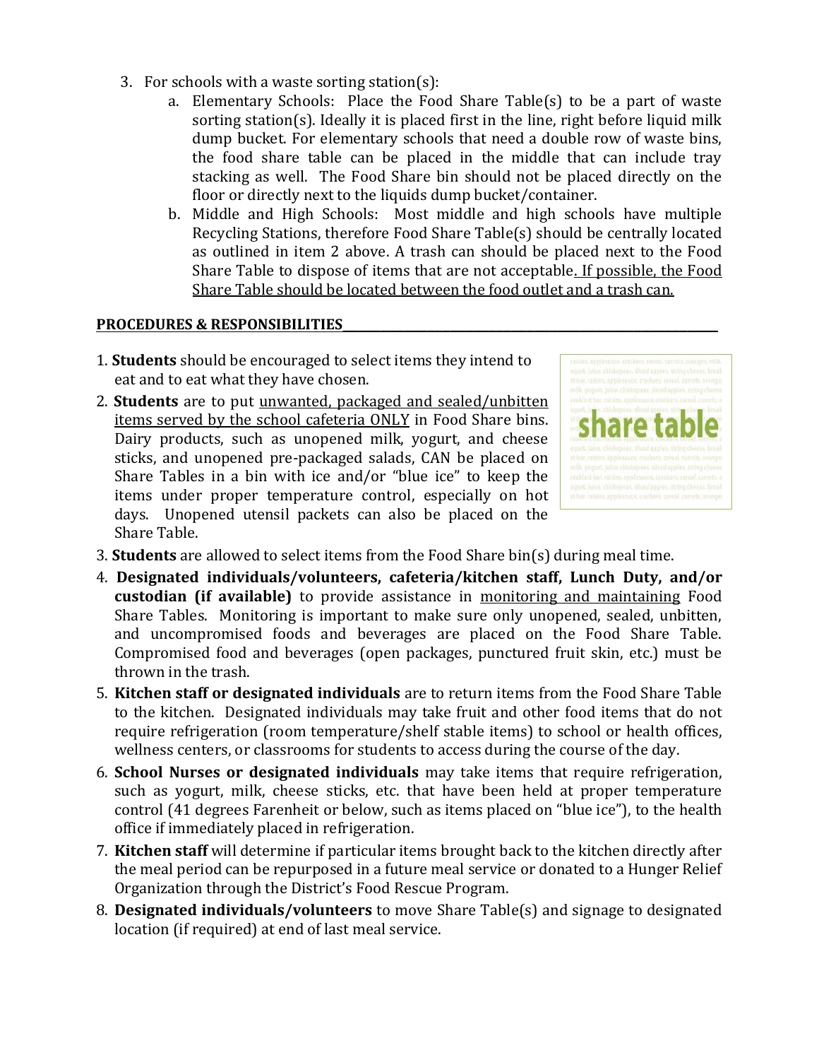3. For schools with a waste sorting station(s):
   a. Elementary Schools: Place the Food Share Table(s) to be a part of waste sorting station(s). Ideally it is placed first in the line, right before liquid milk dump bucket. For elementary schools that need a double row of waste bins, the food share table can be placed in the middle that can include tray stacking as well. The Food Share bin should not be placed directly on the floor or directly next to the liquids dump bucket/container.
   b. Middle and High Schools: Most middle and high schools have multiple Recycling Stations, therefore Food Share Table(s) should be centrally located as outlined in item 2 above. A trash can should be placed next to the Food Share Table to dispose of items that are not acceptable. <u>If possible, the Food Share Table should be located between the food outlet and a trash can.</u>

**PROCEDURES & RESPONSIBILITIES**

1. **Students** should be encouraged to select items they intend to eat and to eat what they have chosen.
2. **Students** are to put <u>unwanted, packaged and sealed/unbitten items served by the school cafeteria ONLY</u> in Food Share bins. Dairy products, such as unopened milk, yogurt, and cheese sticks, and unopened pre-packaged salads, CAN be placed on Share Tables in a bin with ice and/or "blue ice" to keep the items under proper temperature control, especially on hot days. Unopened utensil packets can also be placed on the Share Table.
3. **Students** are allowed to select items from the Food Share bin(s) during meal time.
4. **Designated individuals/volunteers, cafeteria/kitchen staff, Lunch Duty, and/or custodian (if available)** to provide assistance in <u>monitoring and maintaining</u> Food Share Tables. Monitoring is important to make sure only unopened, sealed, unbitten, and uncompromised foods and beverages are placed on the Food Share Table. Compromised food and beverages (open packages, punctured fruit skin, etc.) must be thrown in the trash.
5. **Kitchen staff or designated individuals** are to return items from the Food Share Table to the kitchen. Designated individuals may take fruit and other food items that do not require refrigeration (room temperature/shelf stable items) to school or health offices, wellness centers, or classrooms for students to access during the course of the day.
6. **School Nurses or designated individuals** may take items that require refrigeration, such as yogurt, milk, cheese sticks, etc. that have been held at proper temperature control (41 degrees Farenheit or below, such as items placed on "blue ice"), to the health office if immediately placed in refrigeration.
7. **Kitchen staff** will determine if particular items brought back to the kitchen directly after the meal period can be repurposed in a future meal service or donated to a Hunger Relief Organization through the District's Food Rescue Program.
8. **Designated individuals/volunteers** to move Share Table(s) and signage to designated location (if required) at end of last meal service.